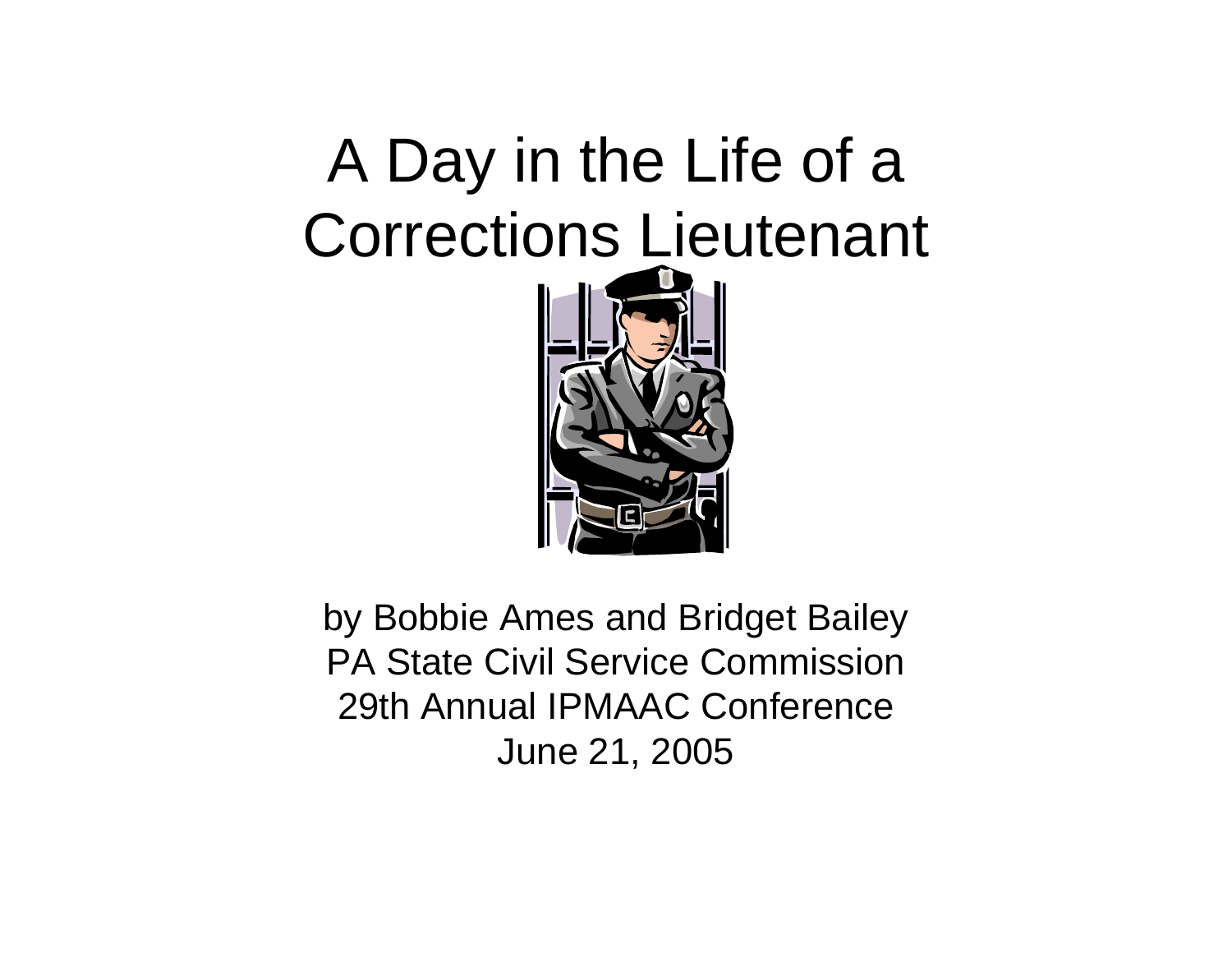# A Day in the Life of a Corrections Lieutenant

by Bobbie Ames and Bridget Bailey
PA State Civil Service Commission
29th Annual IPMAAC Conference
June 21, 2005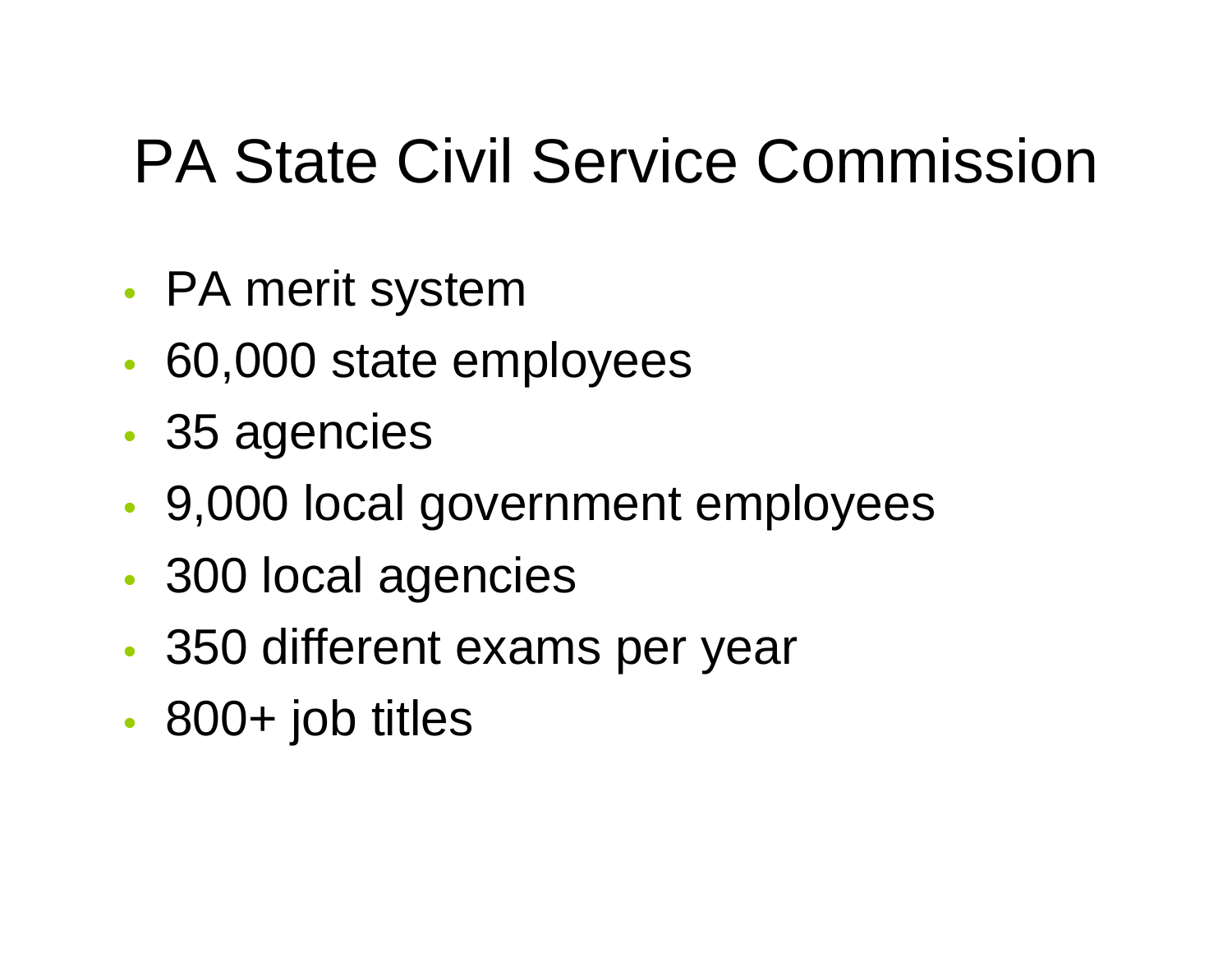# PA State Civil Service Commission

- PA merit system
- 60,000 state employees
- 35 agencies
- 9,000 local government employees
- 300 local agencies
- 350 different exams per year
- 800+ job titles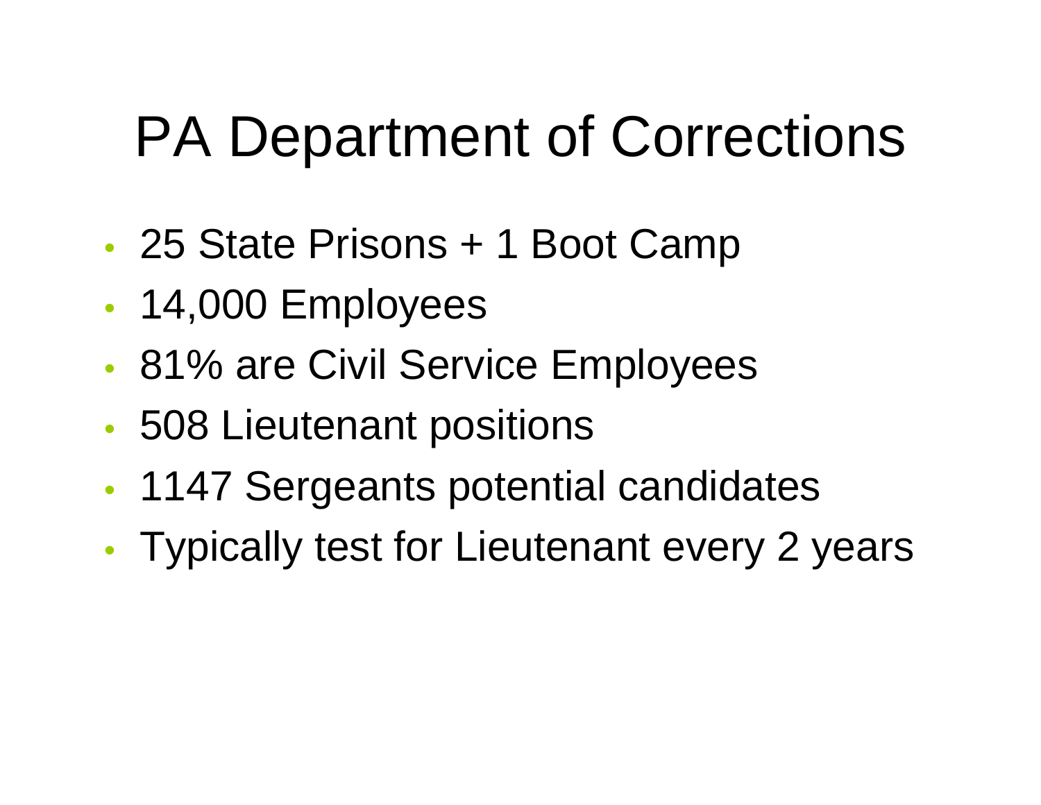# PA Department of Corrections

- 25 State Prisons + 1 Boot Camp
- 14,000 Employees
- 81% are Civil Service Employees
- 508 Lieutenant positions
- 1147 Sergeants potential candidates
- Typically test for Lieutenant every 2 years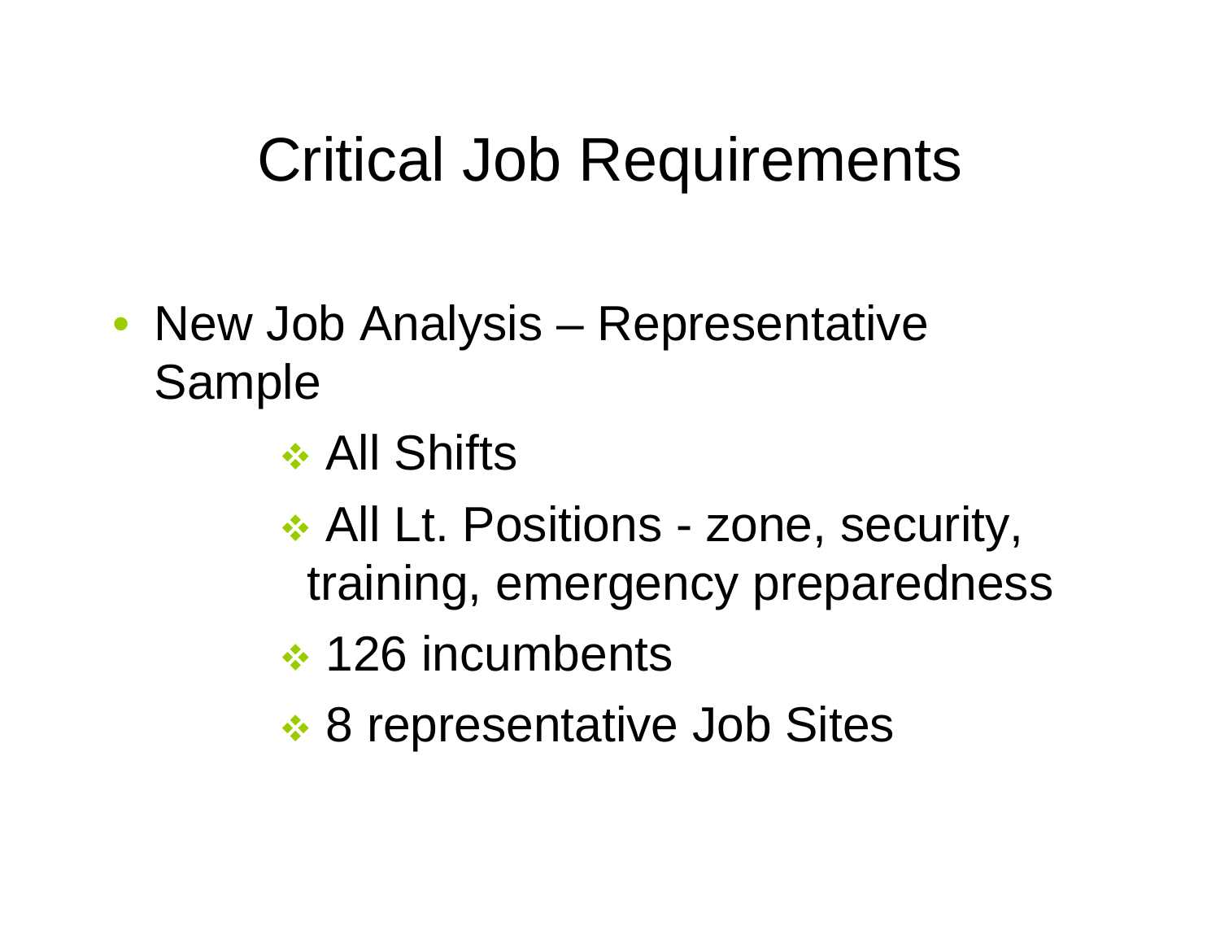# Critical Job Requirements

- New Job Analysis – Representative Sample
  - All Shifts
  - All Lt. Positions - zone, security, training, emergency preparedness
  - 126 incumbents
  - 8 representative Job Sites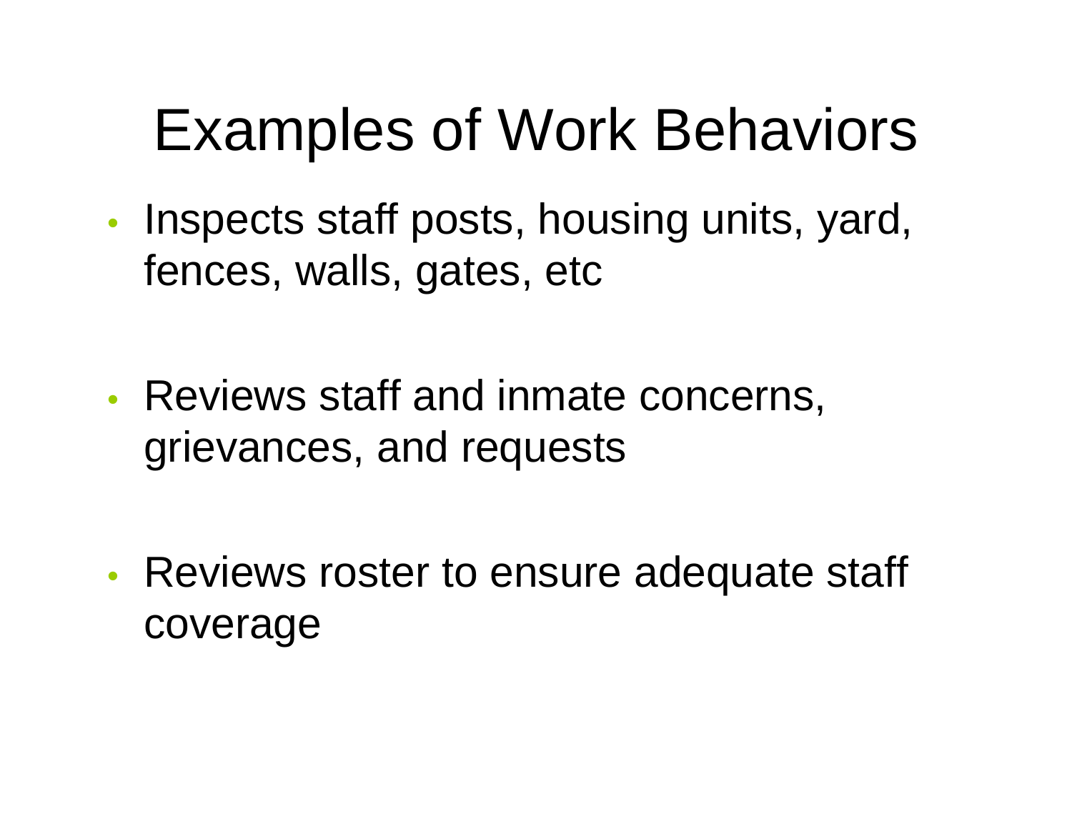# Examples of Work Behaviors

- Inspects staff posts, housing units, yard, fences, walls, gates, etc
- Reviews staff and inmate concerns, grievances, and requests
- Reviews roster to ensure adequate staff coverage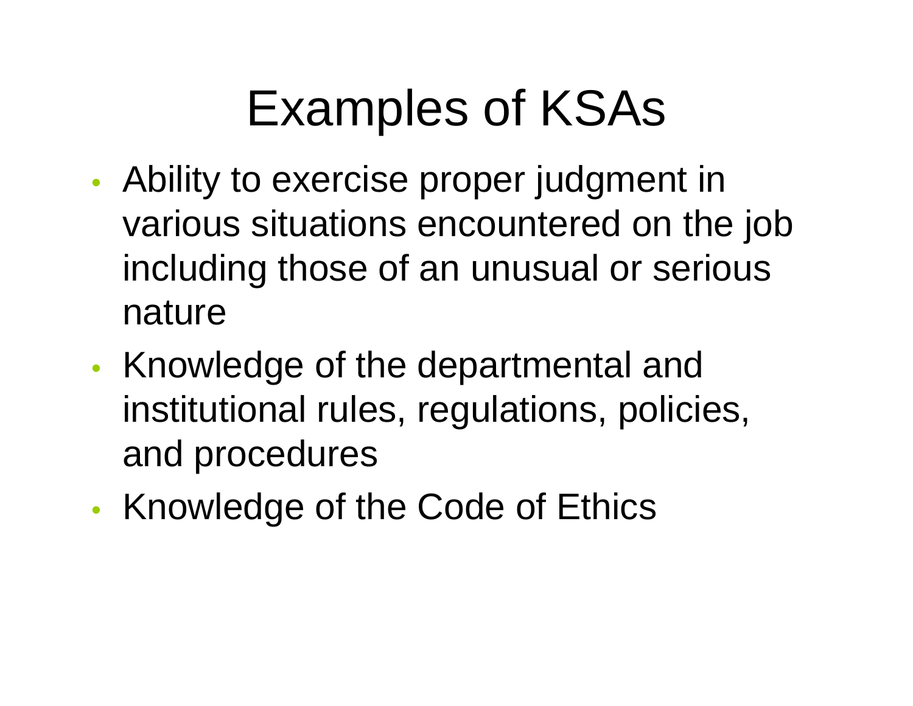# Examples of KSAs

- Ability to exercise proper judgment in various situations encountered on the job including those of an unusual or serious nature
- Knowledge of the departmental and institutional rules, regulations, policies, and procedures
- Knowledge of the Code of Ethics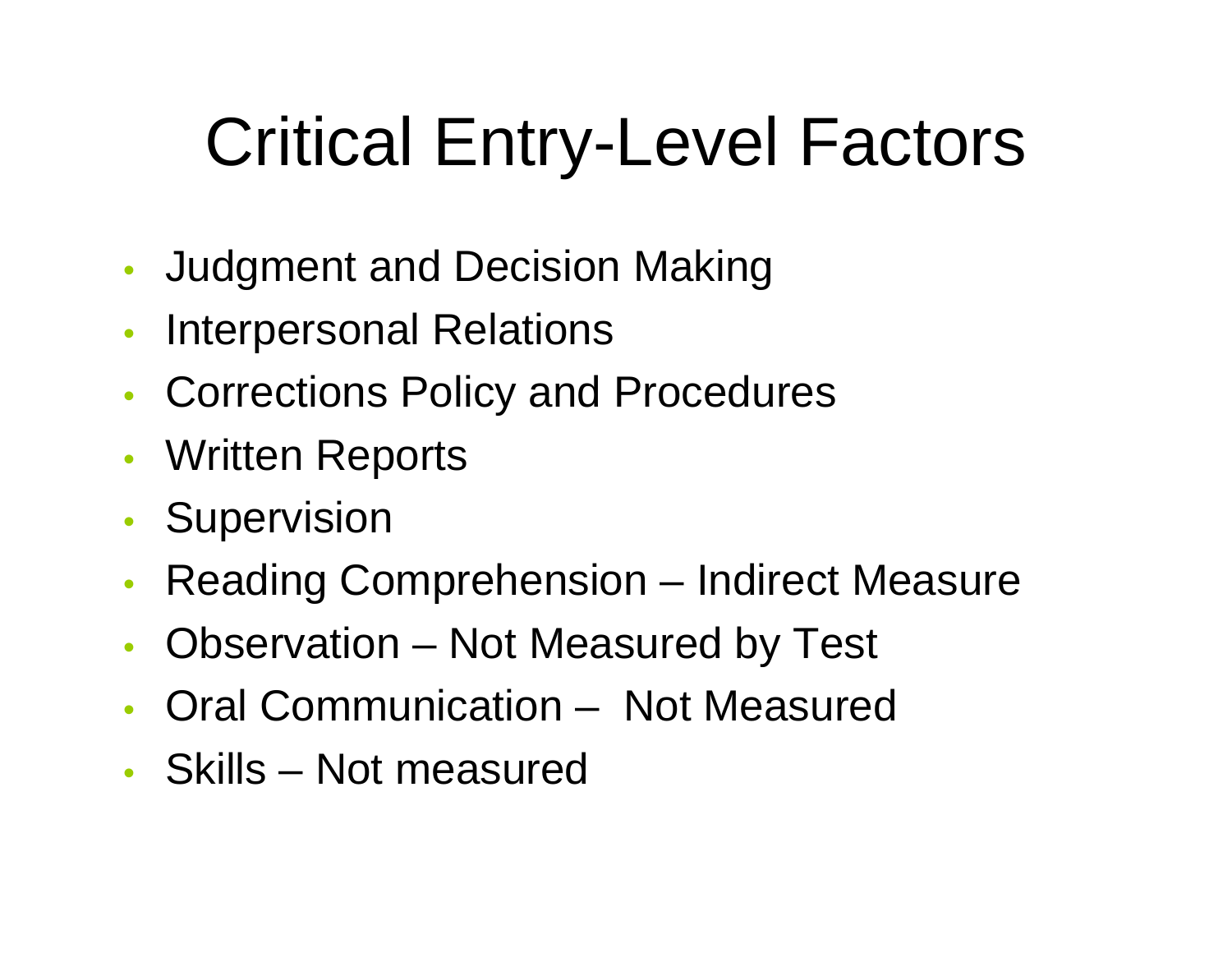# Critical Entry-Level Factors

- Judgment and Decision Making
- Interpersonal Relations
- Corrections Policy and Procedures
- Written Reports
- Supervision
- Reading Comprehension – Indirect Measure
- Observation – Not Measured by Test
- Oral Communication – Not Measured
- Skills – Not measured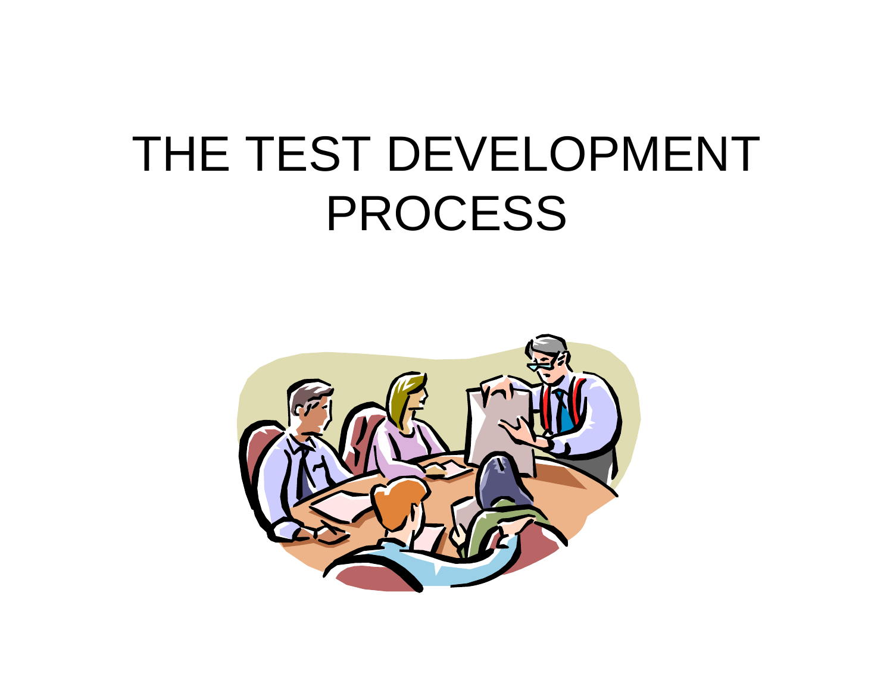# THE TEST DEVELOPMENT PROCESS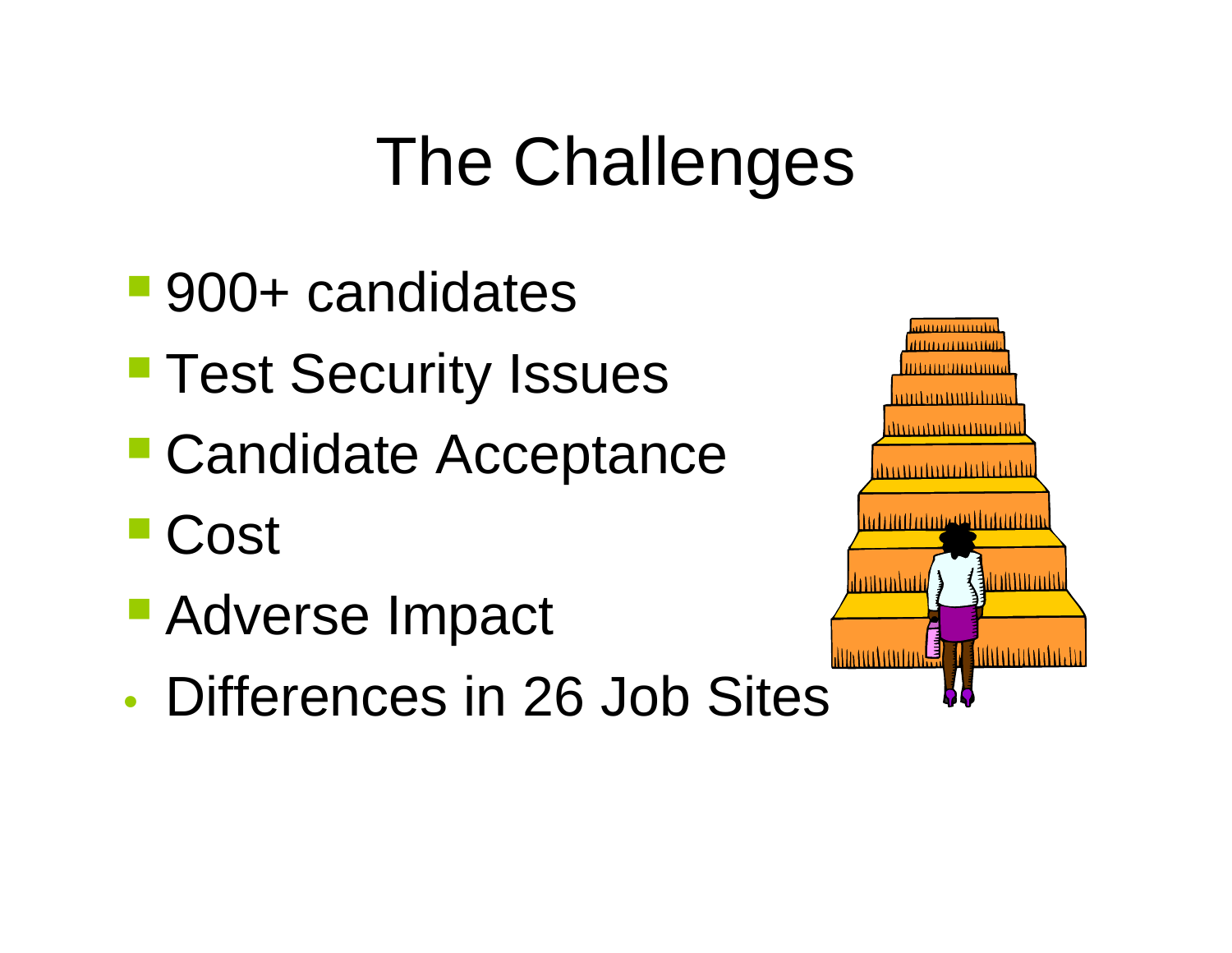# The Challenges

- 900+ candidates
- Test Security Issues
- Candidate Acceptance
- Cost
- Adverse Impact
- Differences in 26 Job Sites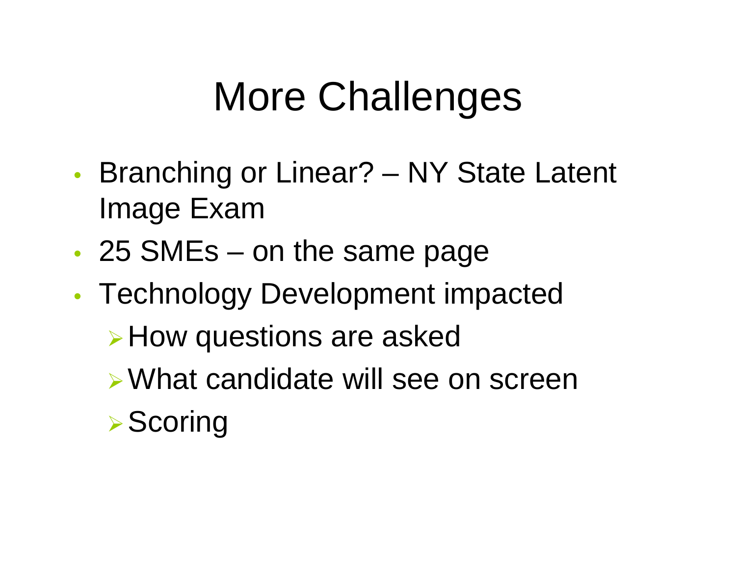# More Challenges

- Branching or Linear? – NY State Latent Image Exam
- 25 SMEs – on the same page
- Technology Development impacted
  - How questions are asked
  - What candidate will see on screen
  - Scoring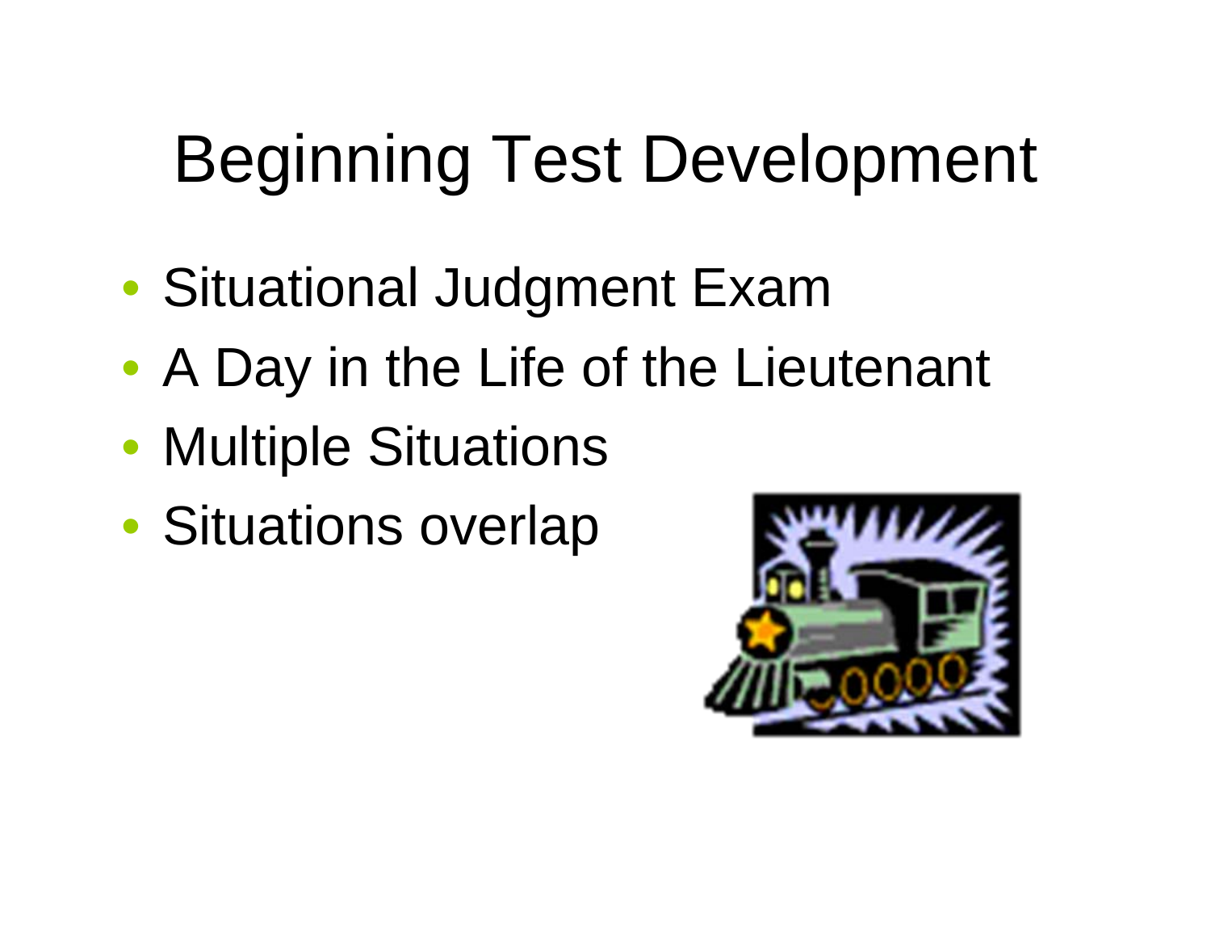# Beginning Test Development

- Situational Judgment Exam
- A Day in the Life of the Lieutenant
- Multiple Situations
- Situations overlap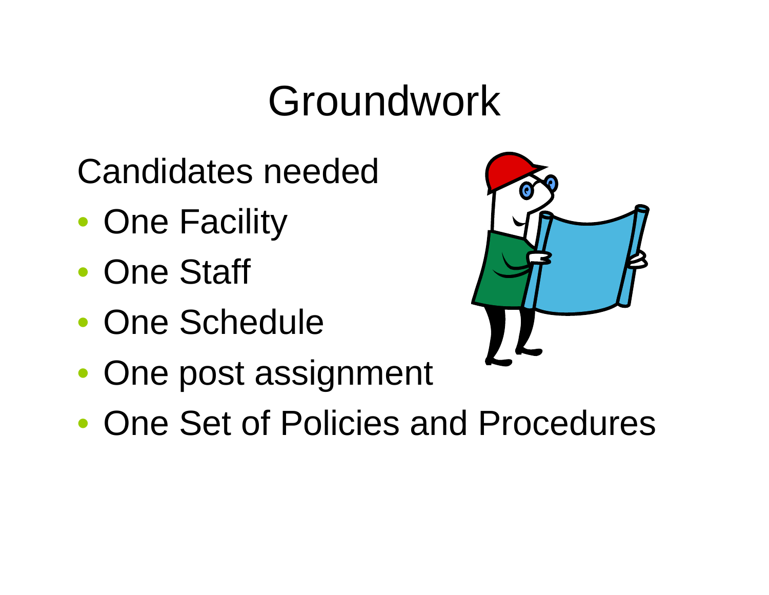# Groundwork

Candidates needed

- One Facility
- One Staff
- One Schedule
- One post assignment
- One Set of Policies and Procedures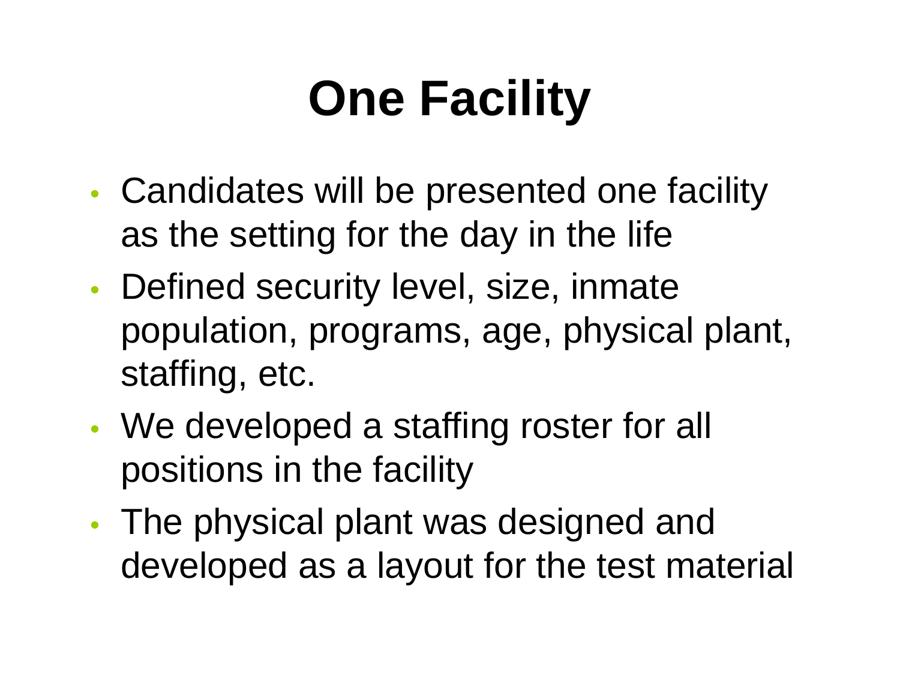# One Facility

- Candidates will be presented one facility as the setting for the day in the life
- Defined security level, size, inmate population, programs, age, physical plant, staffing, etc.
- We developed a staffing roster for all positions in the facility
- The physical plant was designed and developed as a layout for the test material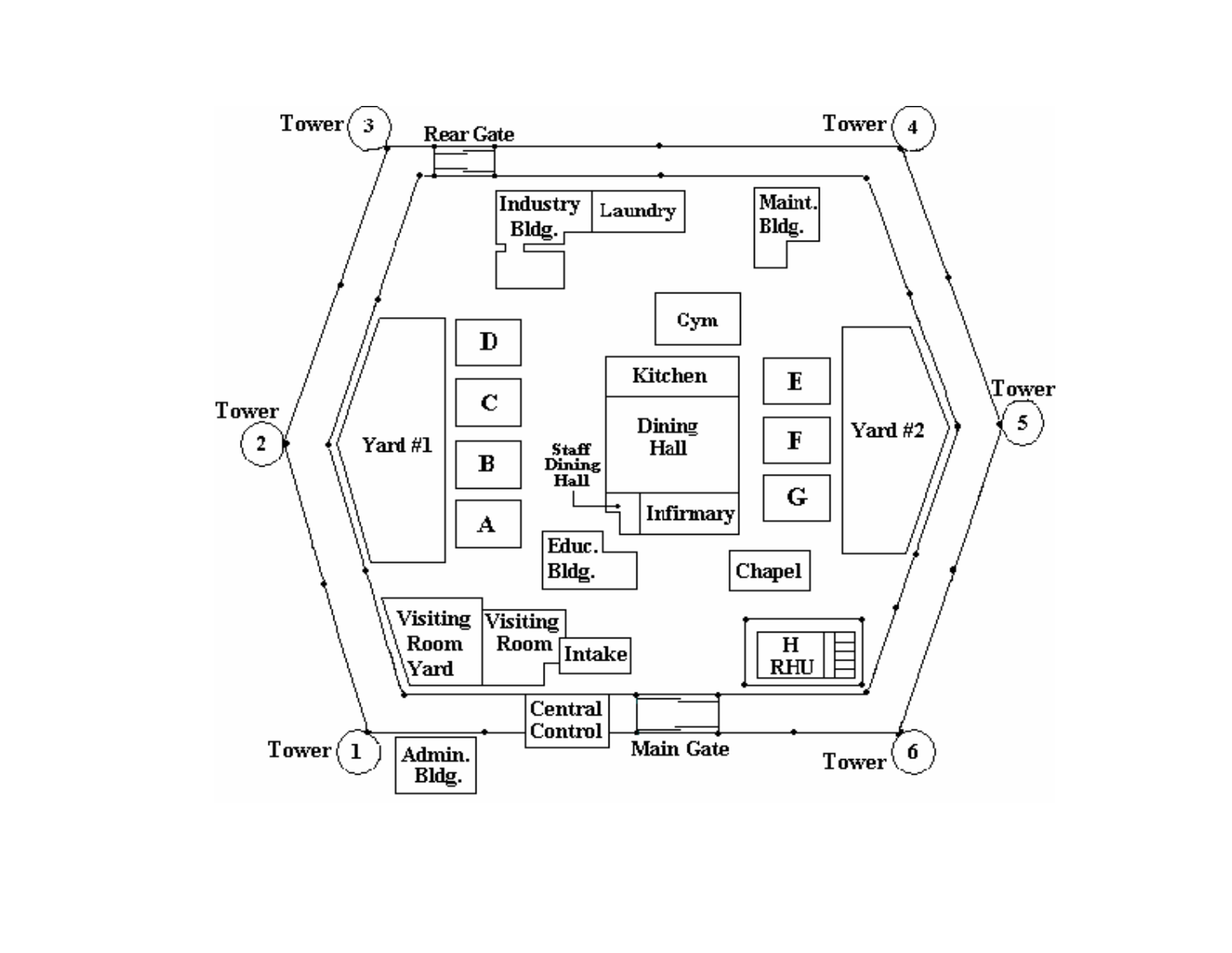Tower 3

Rear Gate

Tower 4

Industry Bldg.

Laundry

Maint. Bldg.

Cym

D

C

B

A

Yard #1

Tower 2

Kitchen

Dining Hall

Staff Dining Hall

Infirmary

E

F

G

Yard #2

Tower 5

Educ. Bldg.

Chapel

Visiting Room Yard

Visiting Room

Intake

H RHU

Central Control

Main Gate

Tower 1

Admin. Bldg.

Tower 6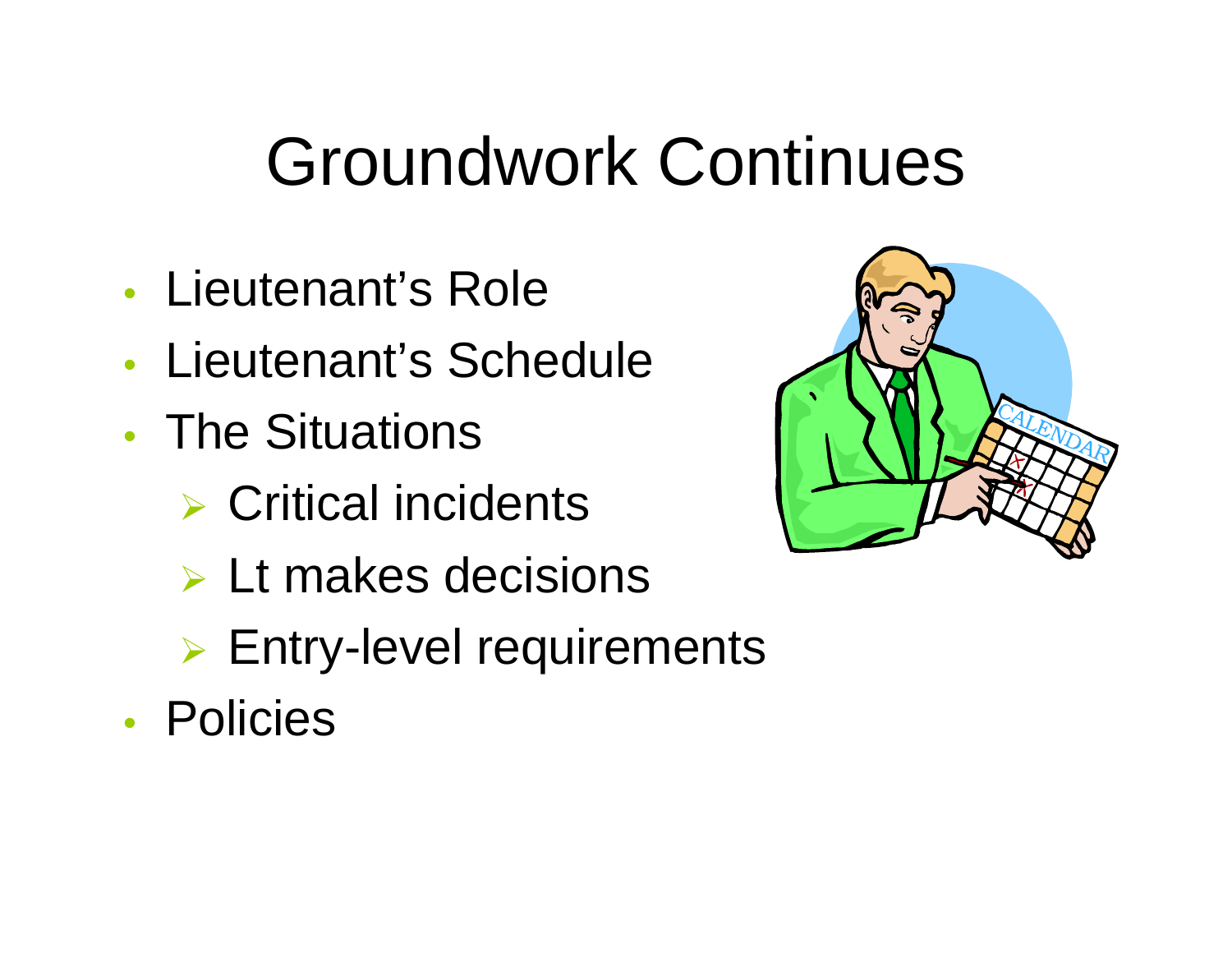# Groundwork Continues

- Lieutenant's Role
- Lieutenant's Schedule
- The Situations
  - Critical incidents
  - Lt makes decisions
  - Entry-level requirements
- Policies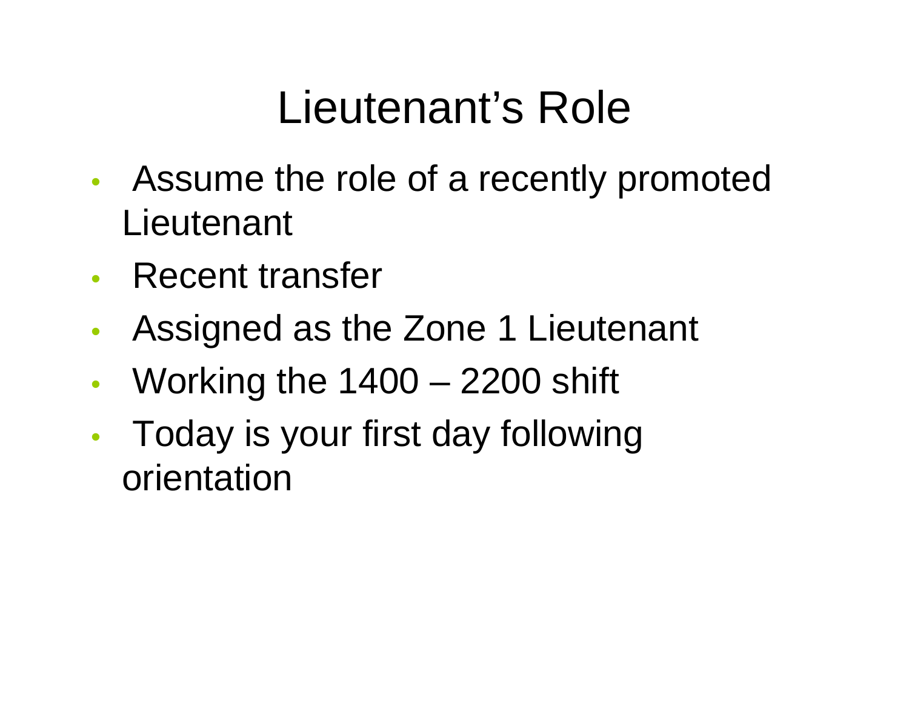# Lieutenant's Role

- Assume the role of a recently promoted Lieutenant
- Recent transfer
- Assigned as the Zone 1 Lieutenant
- Working the 1400 – 2200 shift
- Today is your first day following orientation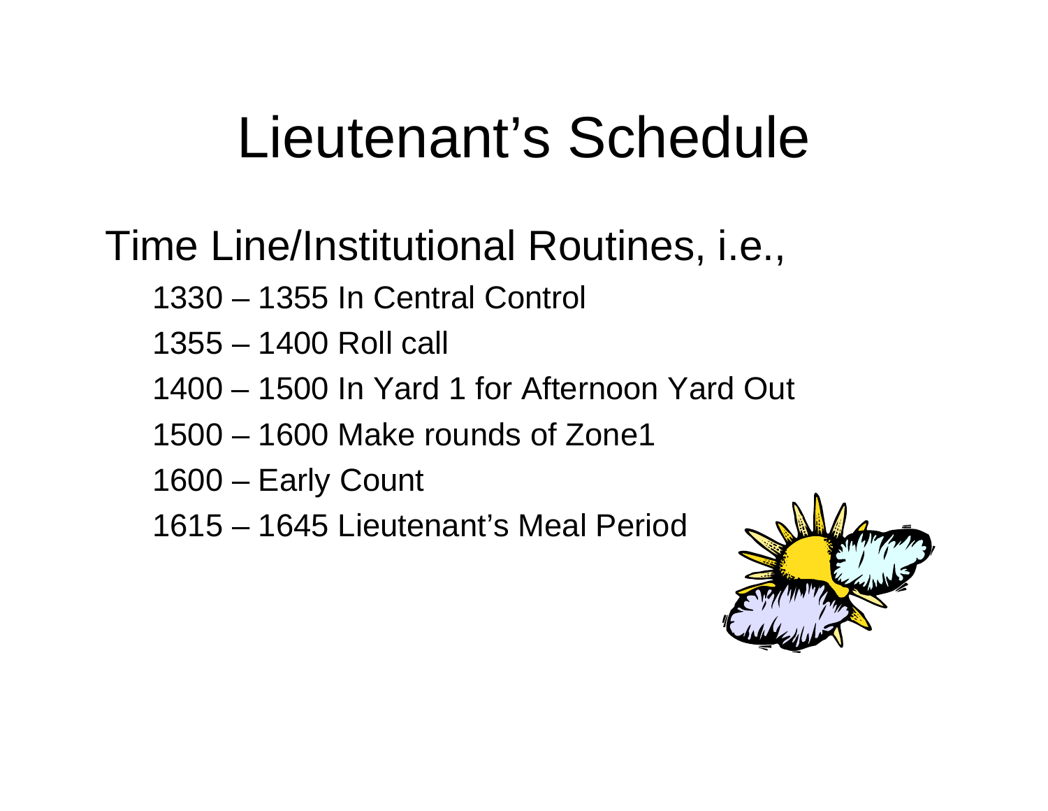# Lieutenant's Schedule

Time Line/Institutional Routines, i.e.,

- 1330 – 1355 In Central Control
- 1355 – 1400 Roll call
- 1400 – 1500 In Yard 1 for Afternoon Yard Out
- 1500 – 1600 Make rounds of Zone1
- 1600 – Early Count
- 1615 – 1645 Lieutenant's Meal Period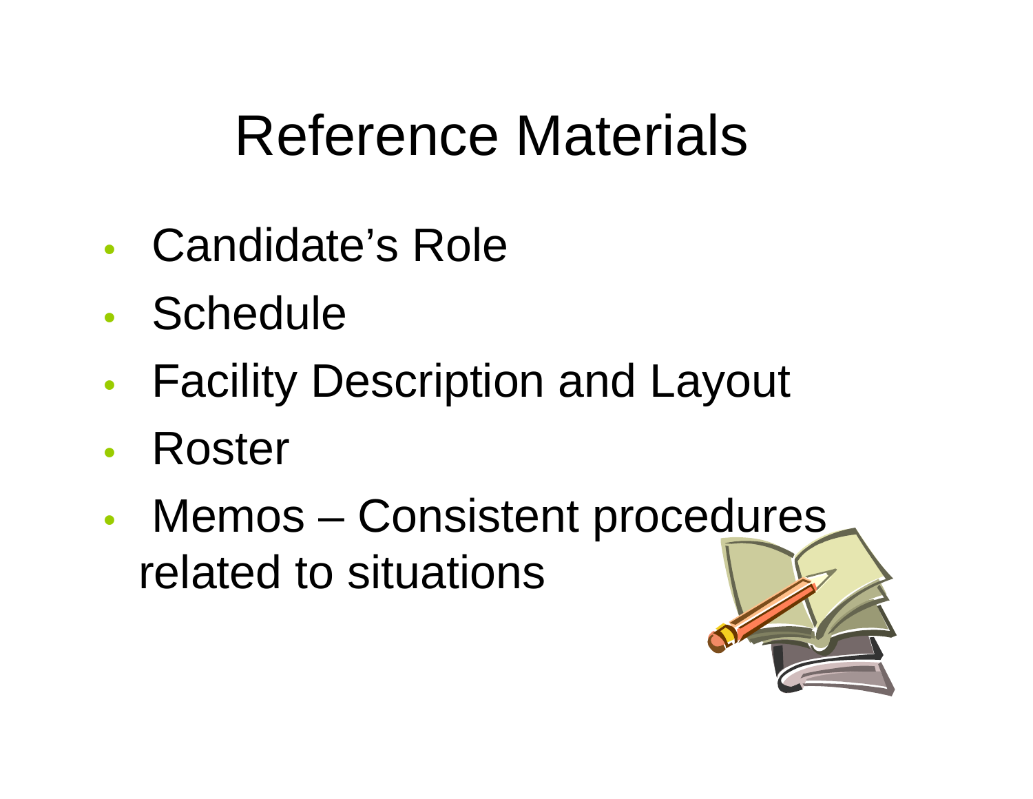# Reference Materials

- Candidate's Role
- Schedule
- Facility Description and Layout
- Roster
- Memos – Consistent procedures related to situations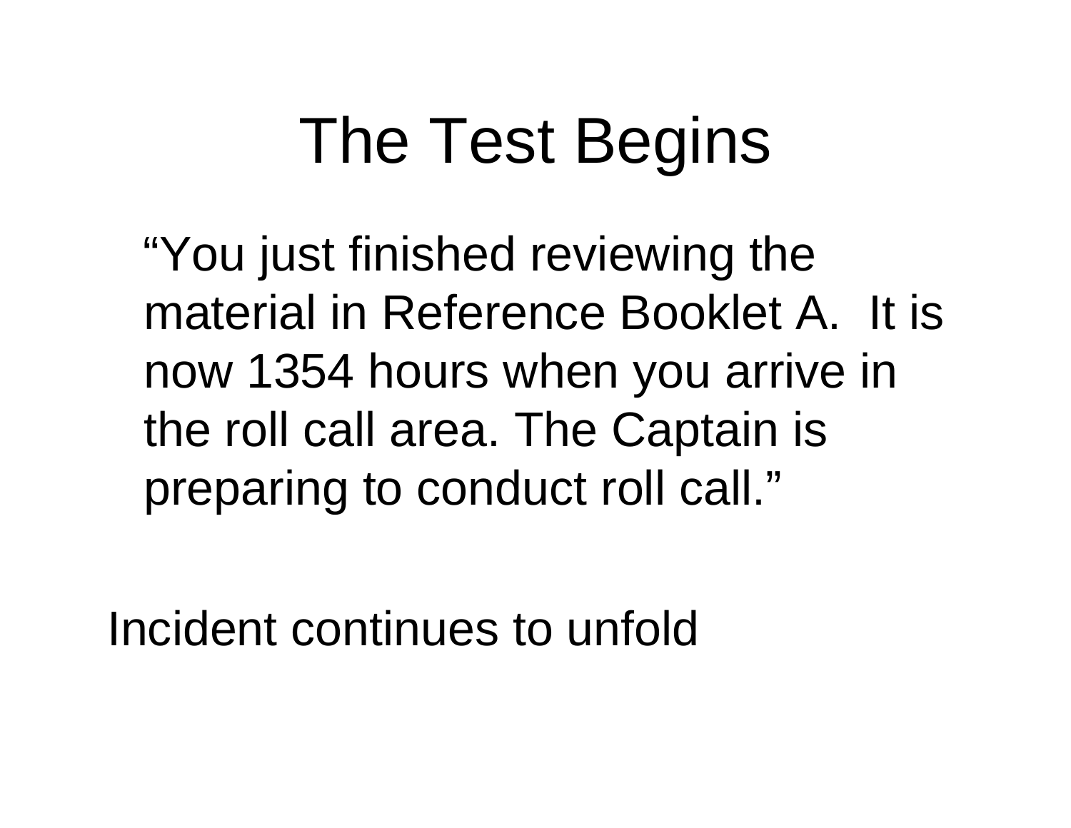# The Test Begins

"You just finished reviewing the material in Reference Booklet A.  It is now 1354 hours when you arrive in the roll call area. The Captain is preparing to conduct roll call."

Incident continues to unfold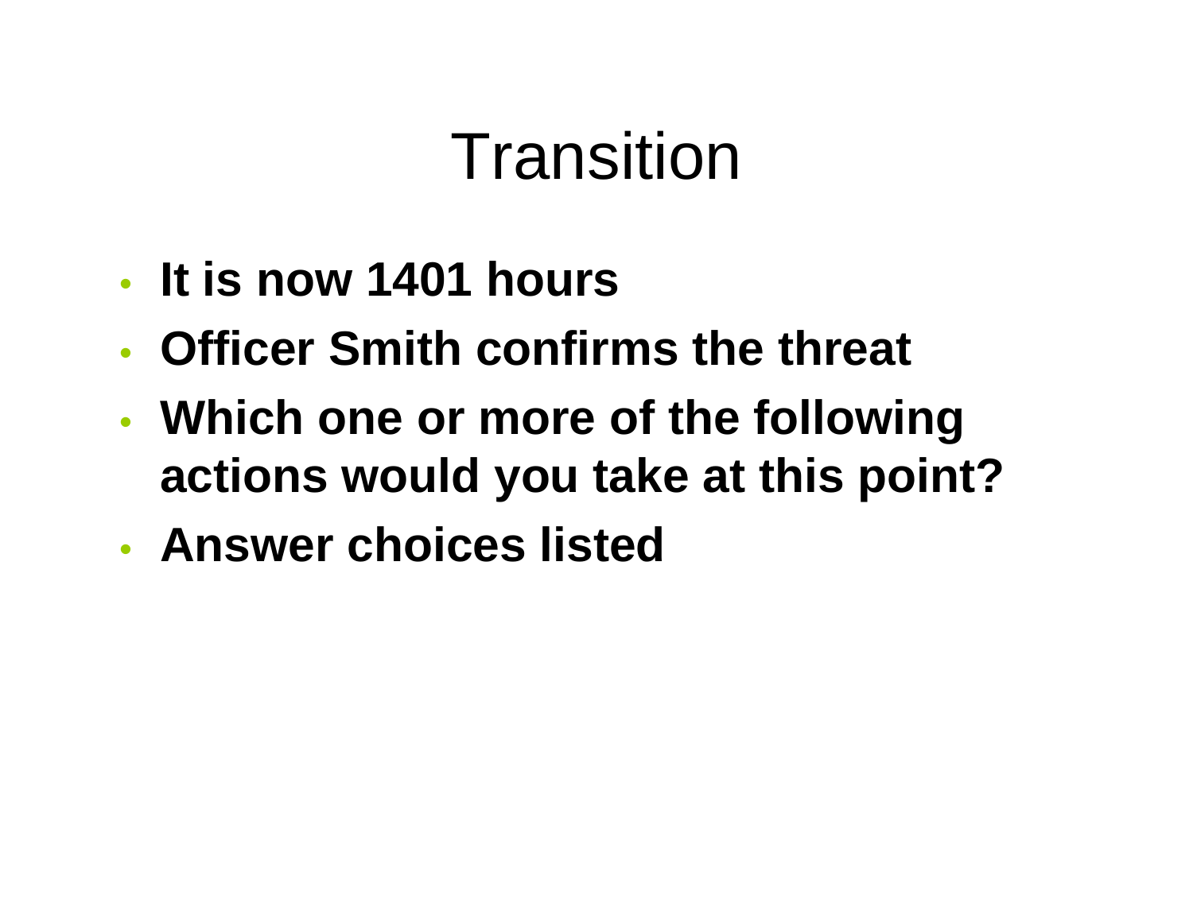# Transition

- **It is now 1401 hours**
- **Officer Smith confirms the threat**
- **Which one or more of the following actions would you take at this point?**
- **Answer choices listed**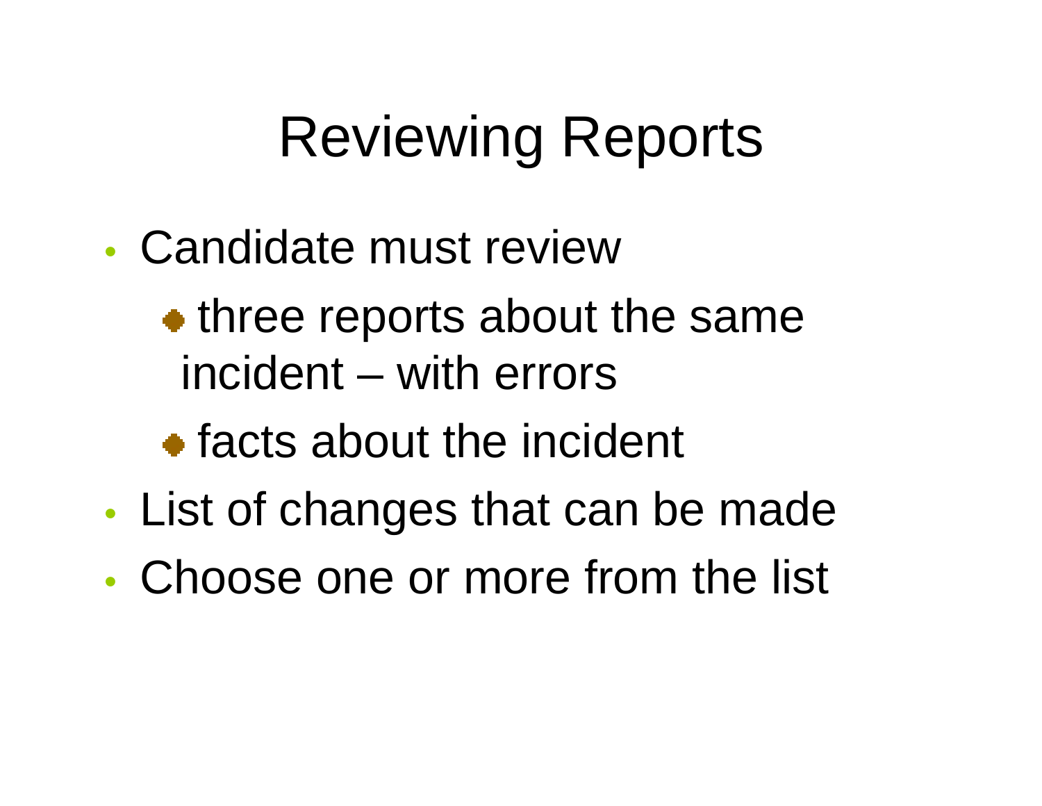# Reviewing Reports

- Candidate must review
  - three reports about the same incident – with errors
  - facts about the incident
- List of changes that can be made
- Choose one or more from the list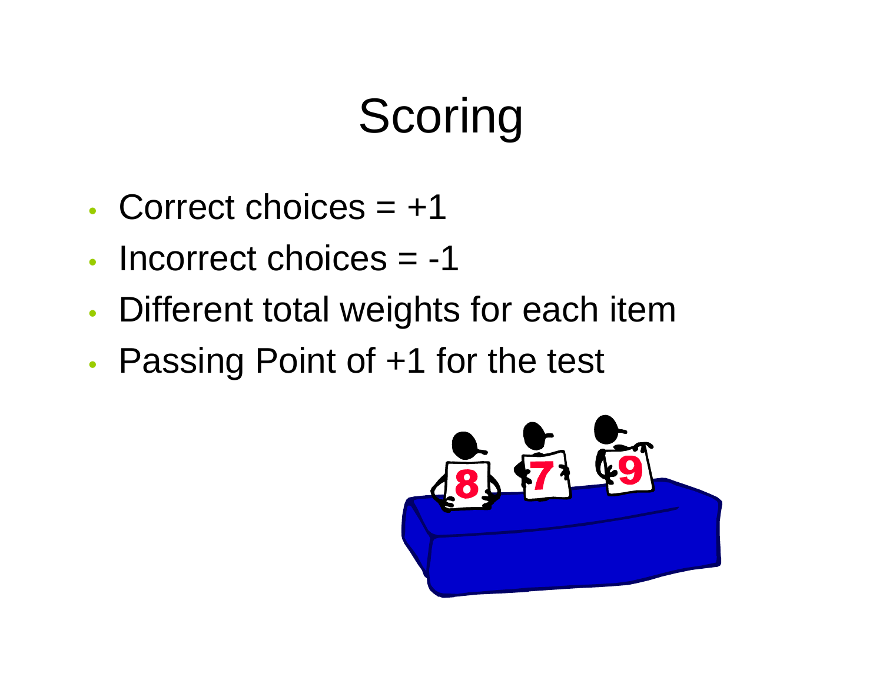# Scoring

- Correct choices = +1
- Incorrect choices = -1
- Different total weights for each item
- Passing Point of +1 for the test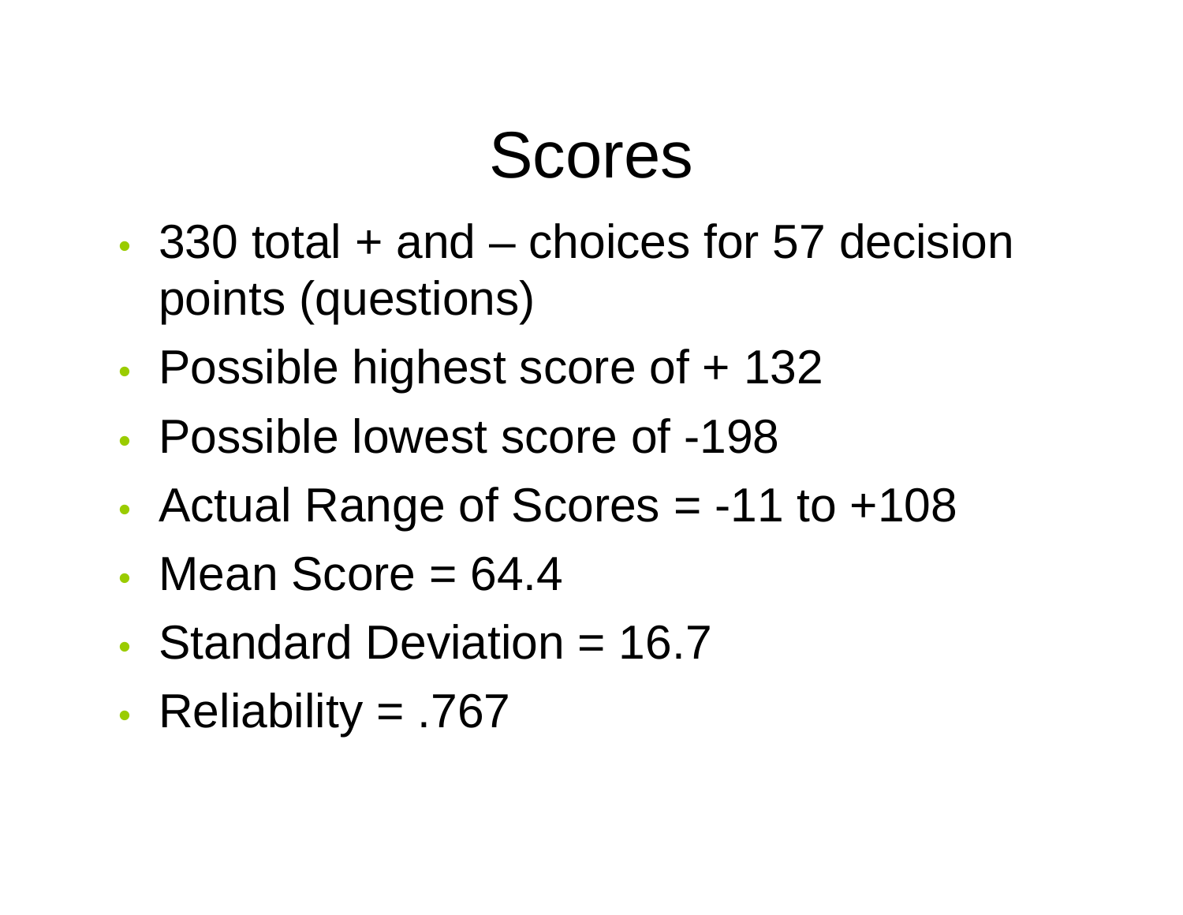# Scores

- 330 total + and – choices for 57 decision points (questions)
- Possible highest score of + 132
- Possible lowest score of -198
- Actual Range of Scores = -11 to +108
- Mean Score = 64.4
- Standard Deviation = 16.7
- Reliability = .767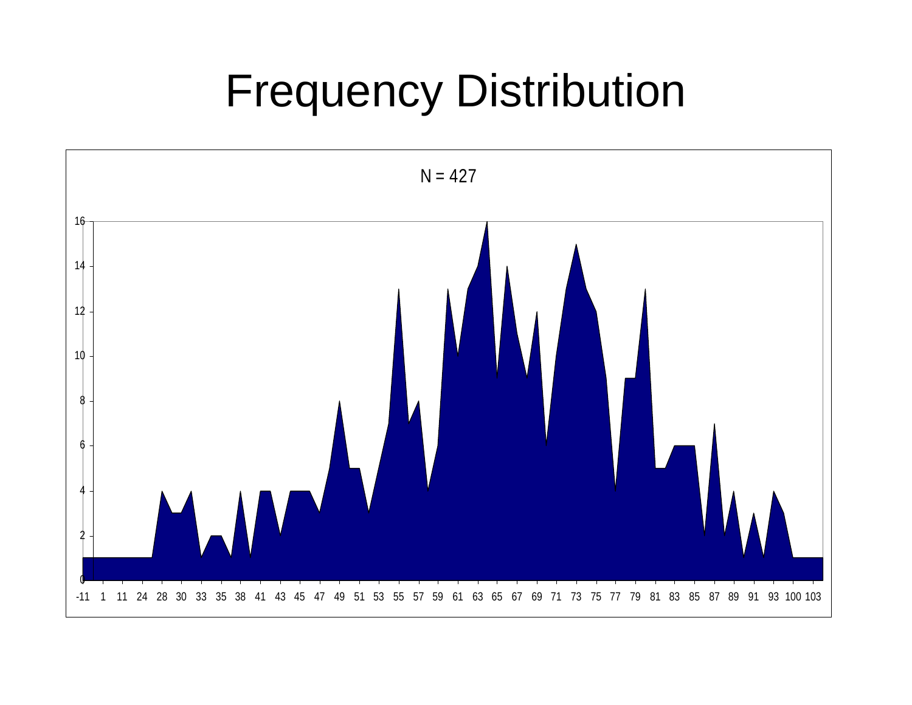# Frequency Distribution

N = 427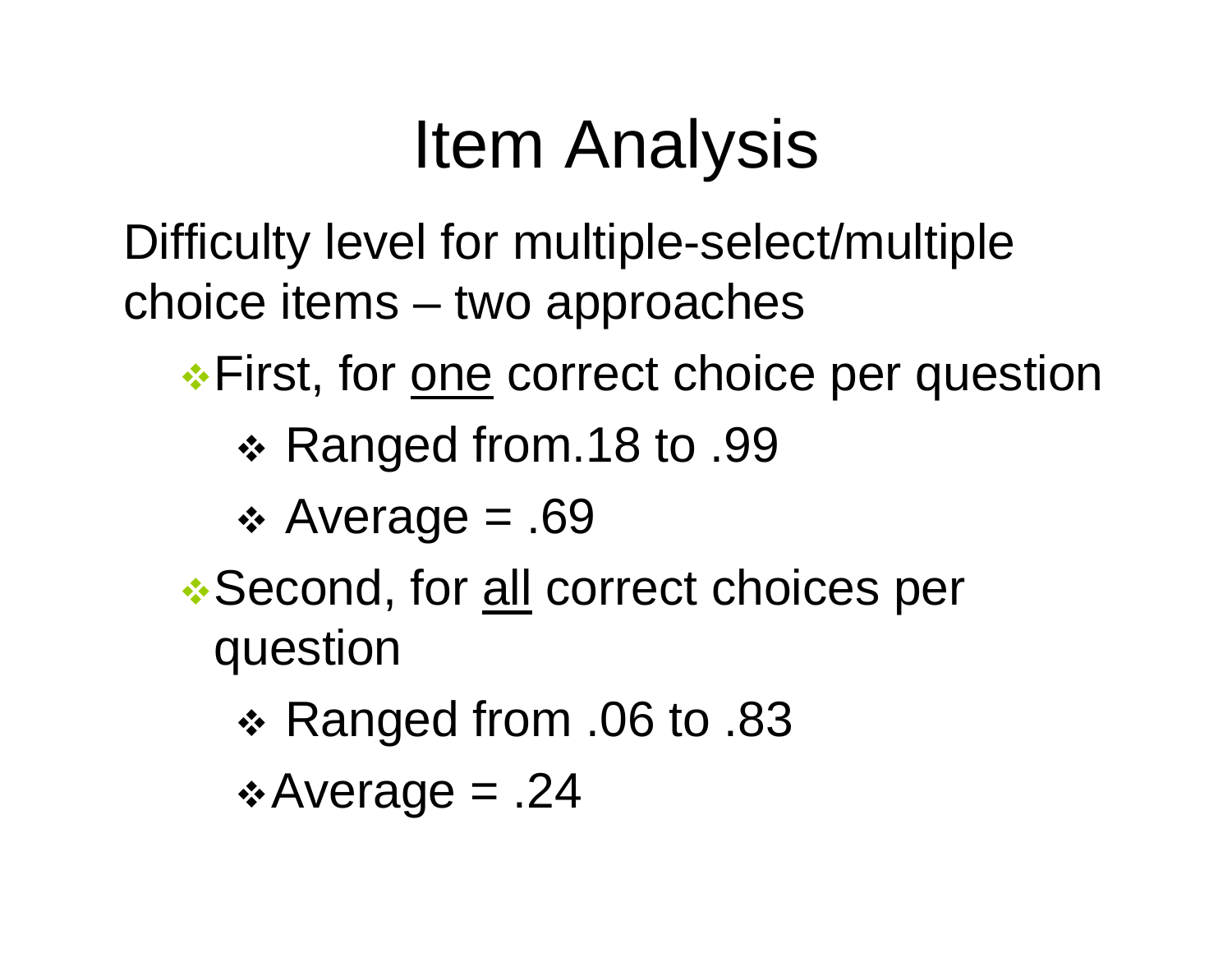# Item Analysis

Difficulty level for multiple-select/multiple choice items – two approaches

- First, for <u>one</u> correct choice per question
  - Ranged from.18 to .99
  - Average = .69
- Second, for <u>all</u> correct choices per question
  - Ranged from .06 to .83
  - Average = .24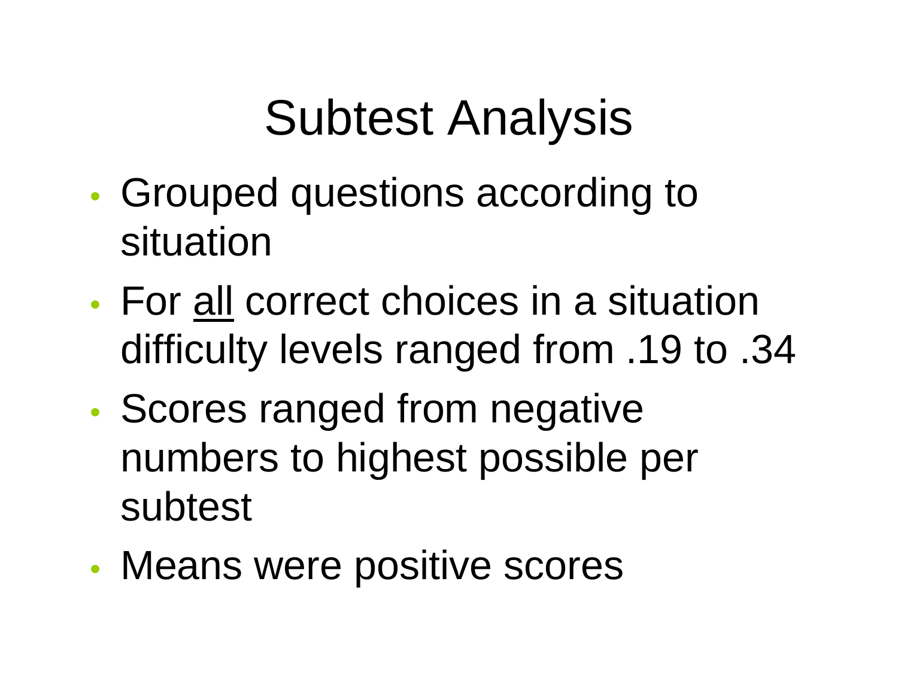# Subtest Analysis

- Grouped questions according to situation
- For <u>all</u> correct choices in a situation difficulty levels ranged from .19 to .34
- Scores ranged from negative numbers to highest possible per subtest
- Means were positive scores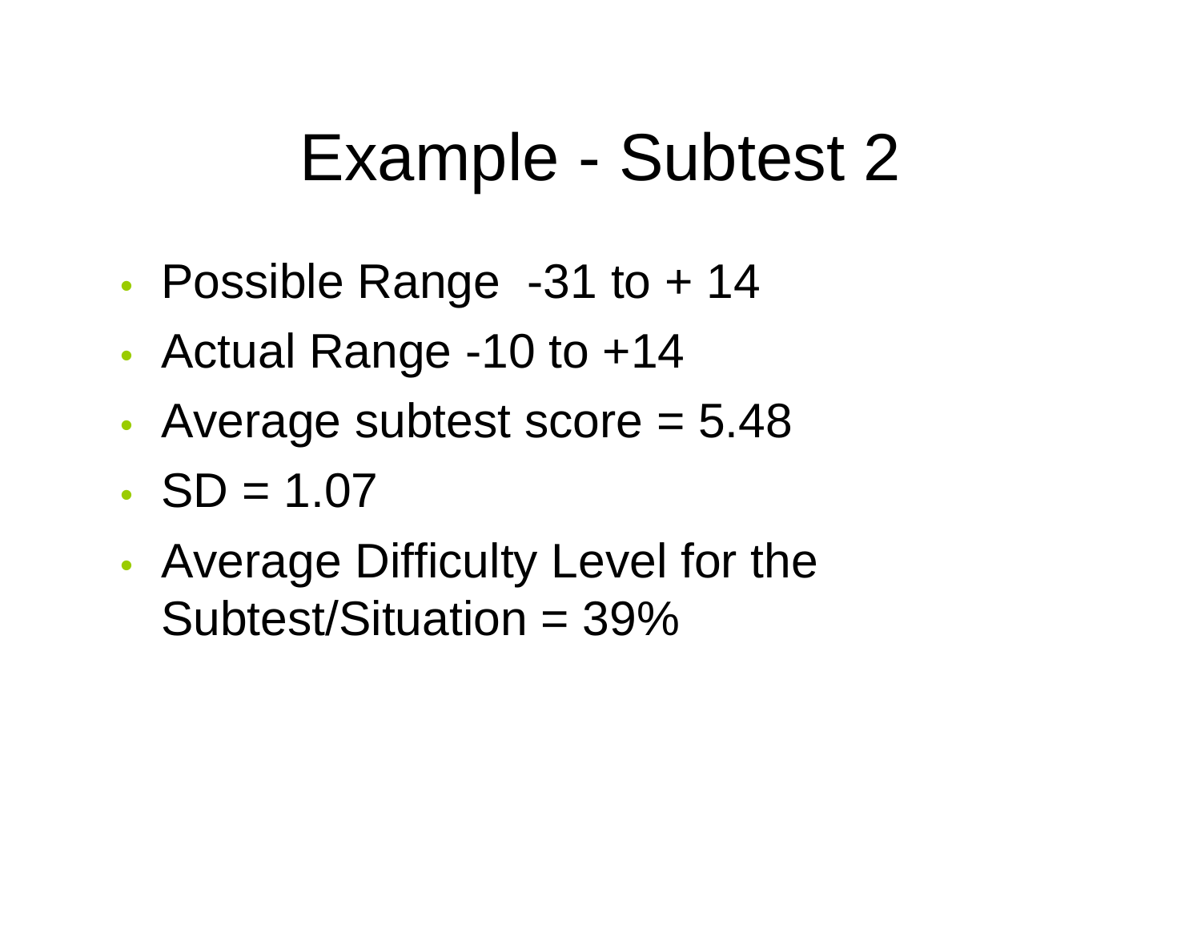# Example - Subtest 2

- Possible Range -31 to + 14
- Actual Range -10 to +14
- Average subtest score = 5.48
- SD = 1.07
- Average Difficulty Level for the Subtest/Situation = 39%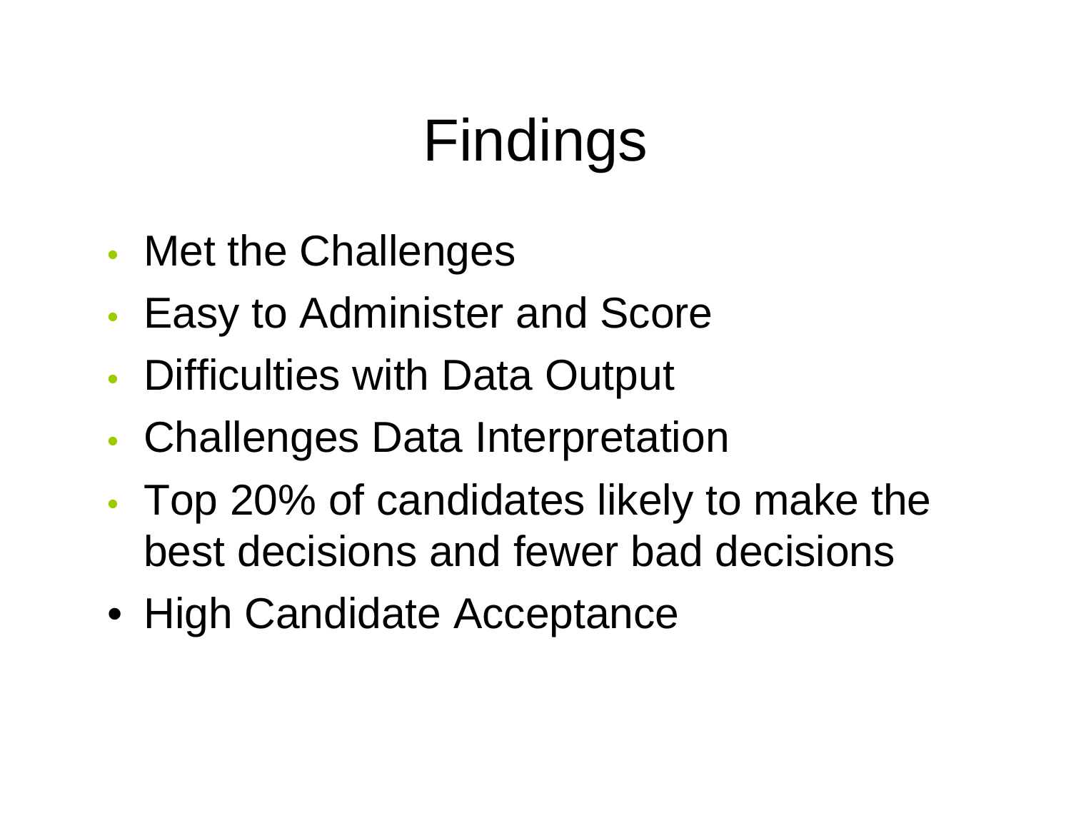# Findings

- Met the Challenges
- Easy to Administer and Score
- Difficulties with Data Output
- Challenges Data Interpretation
- Top 20% of candidates likely to make the best decisions and fewer bad decisions
- High Candidate Acceptance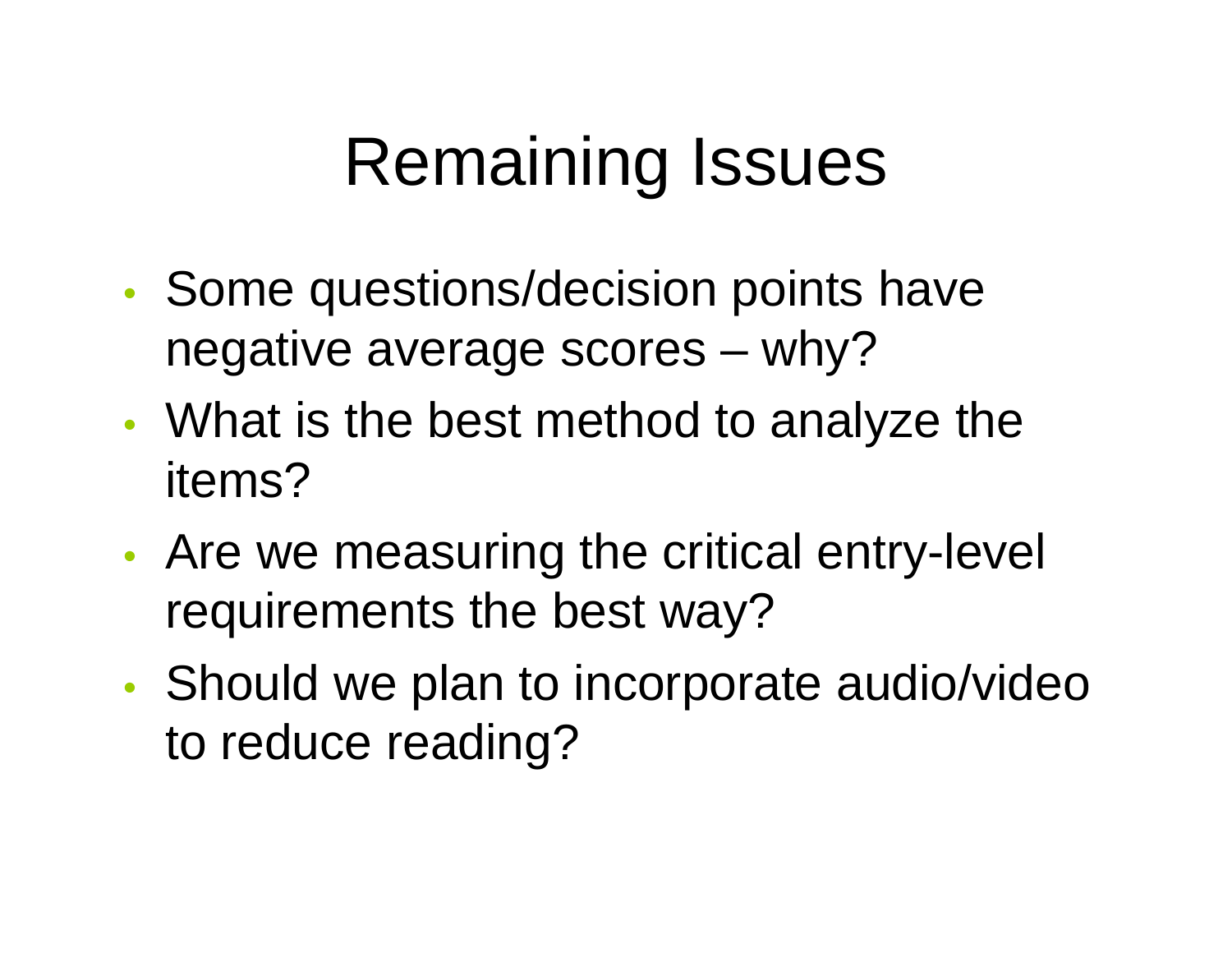# Remaining Issues

- Some questions/decision points have negative average scores – why?
- What is the best method to analyze the items?
- Are we measuring the critical entry-level requirements the best way?
- Should we plan to incorporate audio/video to reduce reading?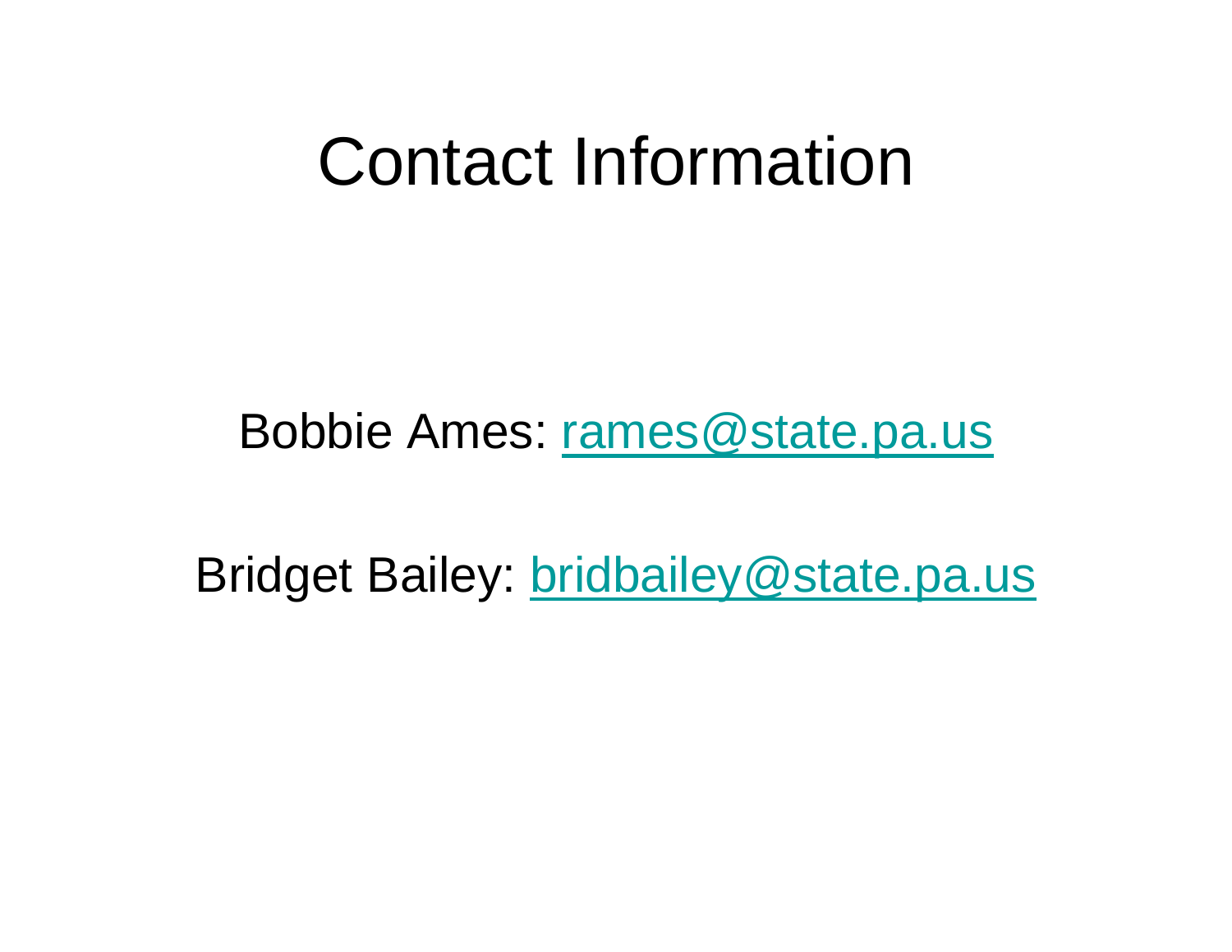# Contact Information

Bobbie Ames: rames@state.pa.us

Bridget Bailey: bridbailey@state.pa.us